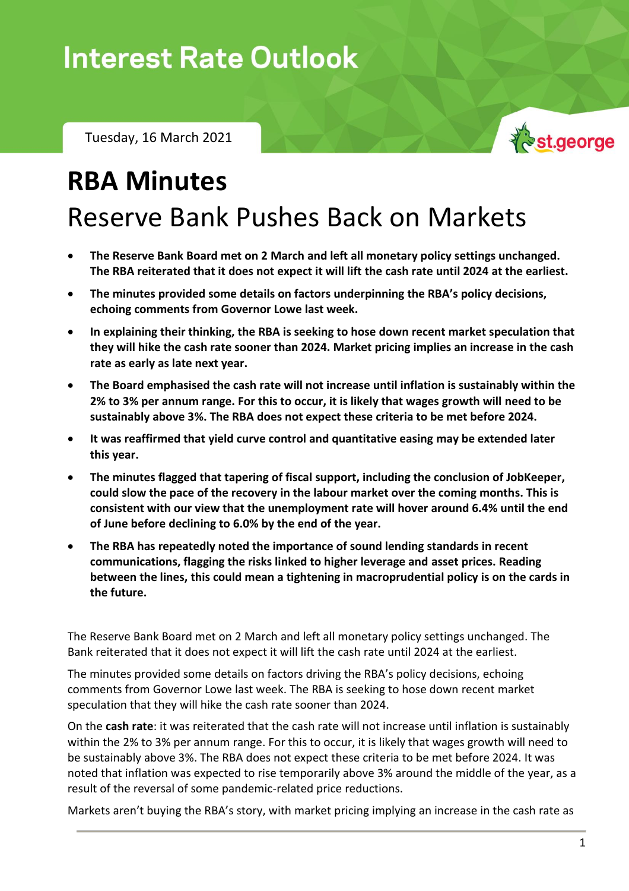# Interest Rate Outlook

Tuesday, 16 March 2021

# RBA Minutes

## Reserve Bank Pushes Back on Markets

- **The Reserve Bank Board met on 2 March and left all monetary policy settings unchanged. The RBA reiterated that it does not expect it will lift the cash rate until 2024 at the earliest.**
- **The minutes provided some details on factors underpinning the RBA's policy decisions, echoing comments from Governor Lowe last week.**
- **In explaining their thinking, the RBA is seeking to hose down recent market speculation that they will hike the cash rate sooner than 2024. Market pricing implies an increase in the cash rate as early as late next year.**
- **The Board emphasised the cash rate will not increase until inflation is sustainably within the 2% to 3% per annum range. For this to occur, it is likely that wages growth will need to be sustainably above 3%. The RBA does not expect these criteria to be met before 2024.**
- **It was reaffirmed that yield curve control and quantitative easing may be extended later this year.**
- **The minutes flagged that tapering of fiscal support, including the conclusion of JobKeeper, could slow the pace of the recovery in the labour market over the coming months. This is consistent with our view that the unemployment rate will hover around 6.4% until the end of June before declining to 6.0% by the end of the year.**
- **The RBA has repeatedly noted the importance of sound lending standards in recent communications, flagging the risks linked to higher leverage and asset prices. Reading between the lines, this could mean a tightening in macroprudential policy is on the cards in the future.**

The Reserve Bank Board met on 2 March and left all monetary policy settings unchanged. The Bank reiterated that it does not expect it will lift the cash rate until 2024 at the earliest.

The minutes provided some details on factors driving the RBA's policy decisions, echoing comments from Governor Lowe last week. The RBA is seeking to hose down recent market speculation that they will hike the cash rate sooner than 2024.

On the **cash rate**: it was reiterated that the cash rate will not increase until inflation is sustainably within the 2% to 3% per annum range. For this to occur, it is likely that wages growth will need to be sustainably above 3%. The RBA does not expect these criteria to be met before 2024. It was noted that inflation was expected to rise temporarily above 3% around the middle of the year, as a result of the reversal of some pandemic-related price reductions.

Markets aren't buying the RBA's story, with market pricing implying an increase in the cash rate as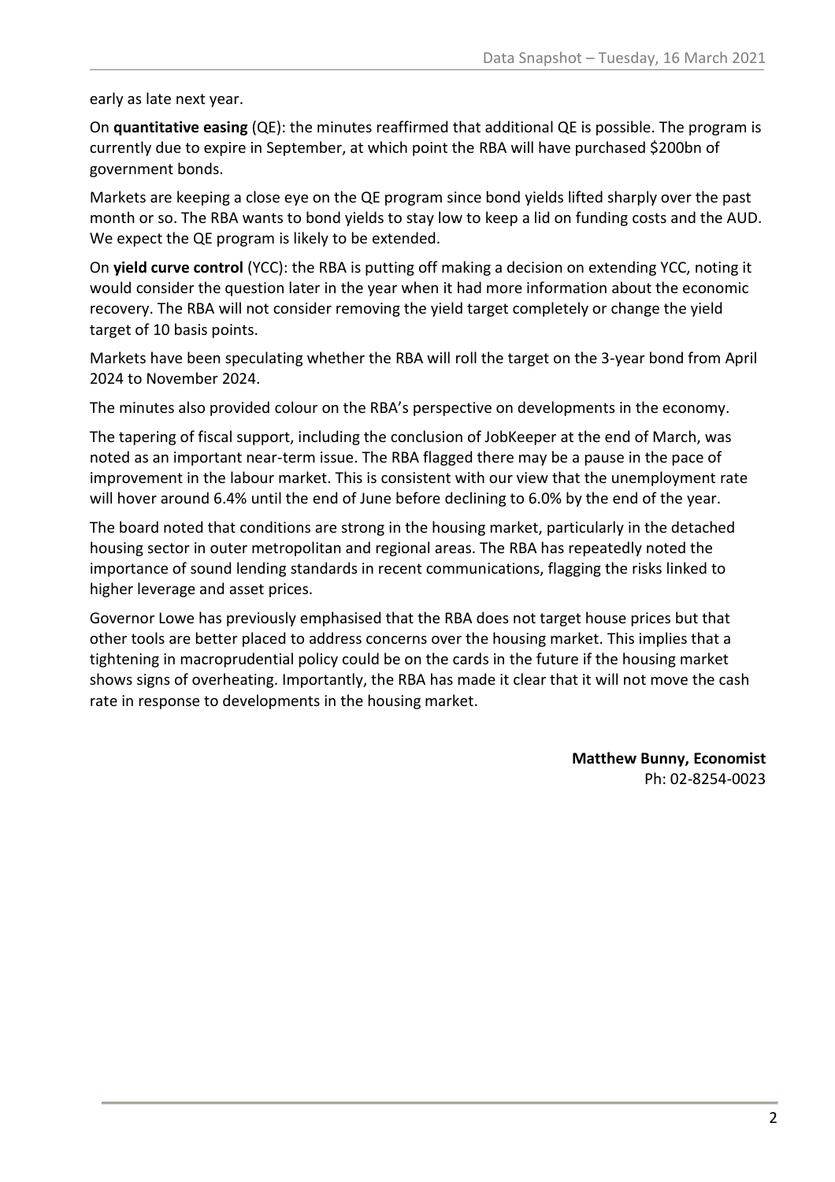early as late next year.

On **quantitative easing** (QE): the minutes reaffirmed that additional QE is possible. The program is currently due to expire in September, at which point the RBA will have purchased $200bn of government bonds.

Markets are keeping a close eye on the QE program since bond yields lifted sharply over the past month or so. The RBA wants to bond yields to stay low to keep a lid on funding costs and the AUD. We expect the QE program is likely to be extended.

On **yield curve control** (YCC): the RBA is putting off making a decision on extending YCC, noting it would consider the question later in the year when it had more information about the economic recovery. The RBA will not consider removing the yield target completely or change the yield target of 10 basis points.

Markets have been speculating whether the RBA will roll the target on the 3-year bond from April 2024 to November 2024.

The minutes also provided colour on the RBA's perspective on developments in the economy.

The tapering of fiscal support, including the conclusion of JobKeeper at the end of March, was noted as an important near-term issue. The RBA flagged there may be a pause in the pace of improvement in the labour market. This is consistent with our view that the unemployment rate will hover around 6.4% until the end of June before declining to 6.0% by the end of the year.

The board noted that conditions are strong in the housing market, particularly in the detached housing sector in outer metropolitan and regional areas. The RBA has repeatedly noted the importance of sound lending standards in recent communications, flagging the risks linked to higher leverage and asset prices.

Governor Lowe has previously emphasised that the RBA does not target house prices but that other tools are better placed to address concerns over the housing market. This implies that a tightening in macroprudential policy could be on the cards in the future if the housing market shows signs of overheating. Importantly, the RBA has made it clear that it will not move the cash rate in response to developments in the housing market.

**Matthew Bunny, Economist**
Ph: 02-8254-0023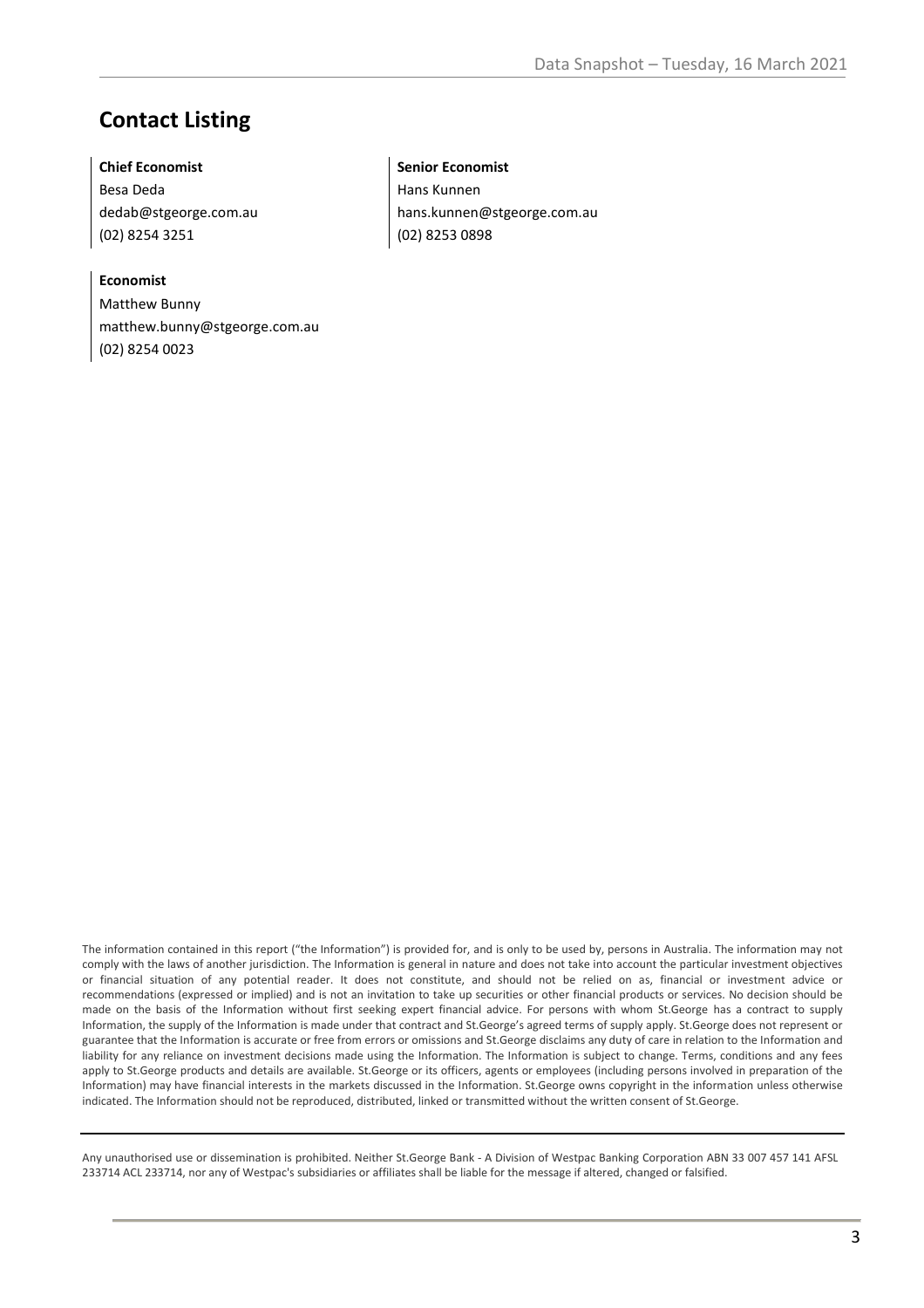## Contact Listing

**Chief Economist**
Besa Deda
dedab@stgeorge.com.au
(02) 8254 3251

**Senior Economist**
Hans Kunnen
hans.kunnen@stgeorge.com.au
(02) 8253 0898

**Economist**
Matthew Bunny
matthew.bunny@stgeorge.com.au
(02) 8254 0023

The information contained in this report ("the Information") is provided for, and is only to be used by, persons in Australia. The information may not comply with the laws of another jurisdiction. The Information is general in nature and does not take into account the particular investment objectives or financial situation of any potential reader. It does not constitute, and should not be relied on as, financial or investment advice or recommendations (expressed or implied) and is not an invitation to take up securities or other financial products or services. No decision should be made on the basis of the Information without first seeking expert financial advice. For persons with whom St.George has a contract to supply Information, the supply of the Information is made under that contract and St.George's agreed terms of supply apply. St.George does not represent or guarantee that the Information is accurate or free from errors or omissions and St.George disclaims any duty of care in relation to the Information and liability for any reliance on investment decisions made using the Information. The Information is subject to change. Terms, conditions and any fees apply to St.George products and details are available. St.George or its officers, agents or employees (including persons involved in preparation of the Information) may have financial interests in the markets discussed in the Information. St.George owns copyright in the information unless otherwise indicated. The Information should not be reproduced, distributed, linked or transmitted without the written consent of St.George.

Any unauthorised use or dissemination is prohibited. Neither St.George Bank - A Division of Westpac Banking Corporation ABN 33 007 457 141 AFSL 233714 ACL 233714, nor any of Westpac's subsidiaries or affiliates shall be liable for the message if altered, changed or falsified.